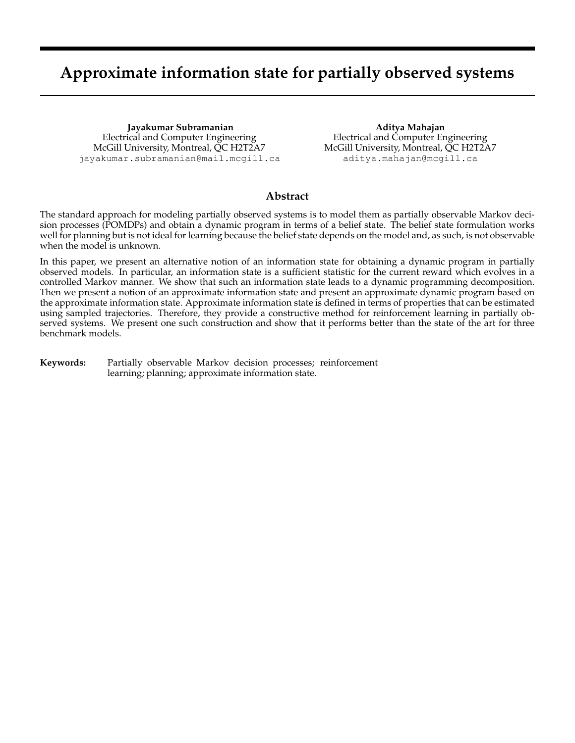# Approximate information state for partially observed systems

**Jayakumar Subramanian**
Electrical and Computer Engineering
McGill University, Montreal, QC H2T2A7
jayakumar.subramanian@mail.mcgill.ca

**Aditya Mahajan**
Electrical and Computer Engineering
McGill University, Montreal, QC H2T2A7
aditya.mahajan@mcgill.ca

## Abstract

The standard approach for modeling partially observed systems is to model them as partially observable Markov decision processes (POMDPs) and obtain a dynamic program in terms of a belief state. The belief state formulation works well for planning but is not ideal for learning because the belief state depends on the model and, as such, is not observable when the model is unknown.

In this paper, we present an alternative notion of an information state for obtaining a dynamic program in partially observed models. In particular, an information state is a sufficient statistic for the current reward which evolves in a controlled Markov manner. We show that such an information state leads to a dynamic programming decomposition. Then we present a notion of an approximate information state and present an approximate dynamic program based on the approximate information state. Approximate information state is defined in terms of properties that can be estimated using sampled trajectories. Therefore, they provide a constructive method for reinforcement learning in partially observed systems. We present one such construction and show that it performs better than the state of the art for three benchmark models.

**Keywords:** Partially observable Markov decision processes; reinforcement learning; planning; approximate information state.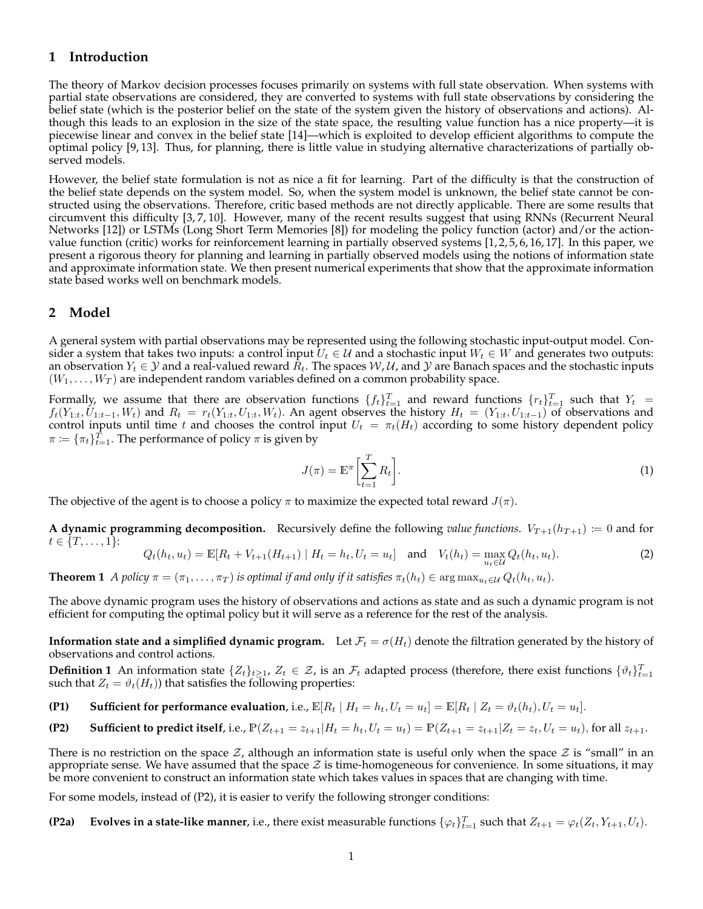## 1 Introduction

The theory of Markov decision processes focuses primarily on systems with full state observation. When systems with partial state observations are considered, they are converted to systems with full state observations by considering the belief state (which is the posterior belief on the state of the system given the history of observations and actions). Although this leads to an explosion in the size of the state space, the resulting value function has a nice property—it is piecewise linear and convex in the belief state [14]—which is exploited to develop efficient algorithms to compute the optimal policy [9, 13]. Thus, for planning, there is little value in studying alternative characterizations of partially observed models.

However, the belief state formulation is not as nice a fit for learning. Part of the difficulty is that the construction of the belief state depends on the system model. So, when the system model is unknown, the belief state cannot be constructed using the observations. Therefore, critic based methods are not directly applicable. There are some results that circumvent this difficulty [3, 7, 10]. However, many of the recent results suggest that using RNNs (Recurrent Neural Networks [12]) or LSTMs (Long Short Term Memories [8]) for modeling the policy function (actor) and/or the action-value function (critic) works for reinforcement learning in partially observed systems [1, 2, 5, 6, 16, 17]. In this paper, we present a rigorous theory for planning and learning in partially observed models using the notions of information state and approximate information state. We then present numerical experiments that show that the approximate information state based works well on benchmark models.

## 2 Model

A general system with partial observations may be represented using the following stochastic input-output model. Consider a system that takes two inputs: a control input $U_t \in \mathcal{U}$ and a stochastic input $W_t \in W$ and generates two outputs: an observation $Y_t \in \mathcal{Y}$ and a real-valued reward $R_t$. The spaces $\mathcal{W}, \mathcal{U}$, and $\mathcal{Y}$ are Banach spaces and the stochastic inputs $(W_1, \dots, W_T)$ are independent random variables defined on a common probability space.

Formally, we assume that there are observation functions $\{f_t\}_{t=1}^T$ and reward functions $\{r_t\}_{t=1}^T$ such that $Y_t = f_t(Y_{1:t}, U_{1:t-1}, W_t)$ and $R_t = r_t(Y_{1:t}, U_{1:t}, W_t)$. An agent observes the history $H_t = (Y_{1:t}, U_{1:t-1})$ of observations and control inputs until time $t$ and chooses the control input $U_t = \pi_t(H_t)$ according to some history dependent policy $\pi := \{\pi_t\}_{t=1}^T$. The performance of policy $\pi$ is given by

$$J(\pi) = \mathbb{E}^\pi\biggl[\sum_{t=1}^T R_t\biggr]. \tag{1}$$

The objective of the agent is to choose a policy $\pi$ to maximize the expected total reward $J(\pi)$.

**A dynamic programming decomposition.** Recursively define the following *value functions*. $V_{T+1}(h_{T+1}) := 0$ and for $t \in \{T, \dots, 1\}$:

$$Q_t(h_t, u_t) = \mathbb{E}[R_t + V_{t+1}(H_{t+1}) \mid H_t = h_t, U_t = u_t] \quad \text{and} \quad V_t(h_t) = \max_{u_t \in \mathcal{U}} Q_t(h_t, u_t). \tag{2}$$

**Theorem 1** *A policy $\pi = (\pi_1, \dots, \pi_T)$ is optimal if and only if it satisfies $\pi_t(h_t) \in \arg\max_{u_t \in \mathcal{U}} Q_t(h_t, u_t)$.*

The above dynamic program uses the history of observations and actions as state and as such a dynamic program is not efficient for computing the optimal policy but it will serve as a reference for the rest of the analysis.

**Information state and a simplified dynamic program.** Let $\mathcal{F}_t = \sigma(H_t)$ denote the filtration generated by the history of observations and control actions.

**Definition 1** An information state $\{Z_t\}_{t\geq 1}$, $Z_t \in \mathcal{Z}$, is an $\mathcal{F}_t$ adapted process (therefore, there exist functions $\{\vartheta_t\}_{t=1}^T$ such that $Z_t = \vartheta_t(H_t)$) that satisfies the following properties:

**(P1)** **Sufficient for performance evaluation**, i.e., $\mathbb{E}[R_t \mid H_t = h_t, U_t = u_t] = \mathbb{E}[R_t \mid Z_t = \vartheta_t(h_t), U_t = u_t]$.

**(P2)** **Sufficient to predict itself**, i.e., $\mathbb{P}(Z_{t+1} = z_{t+1} | H_t = h_t, U_t = u_t) = \mathbb{P}(Z_{t+1} = z_{t+1} | Z_t = z_t, U_t = u_t)$, for all $z_{t+1}$.

There is no restriction on the space $\mathcal{Z}$, although an information state is useful only when the space $\mathcal{Z}$ is "small" in an appropriate sense. We have assumed that the space $\mathcal{Z}$ is time-homogeneous for convenience. In some situations, it may be more convenient to construct an information state which takes values in spaces that are changing with time.

For some models, instead of (P2), it is easier to verify the following stronger conditions:

**(P2a)** **Evolves in a state-like manner**, i.e., there exist measurable functions $\{\varphi_t\}_{t=1}^T$ such that $Z_{t+1} = \varphi_t(Z_t, Y_{t+1}, U_t)$.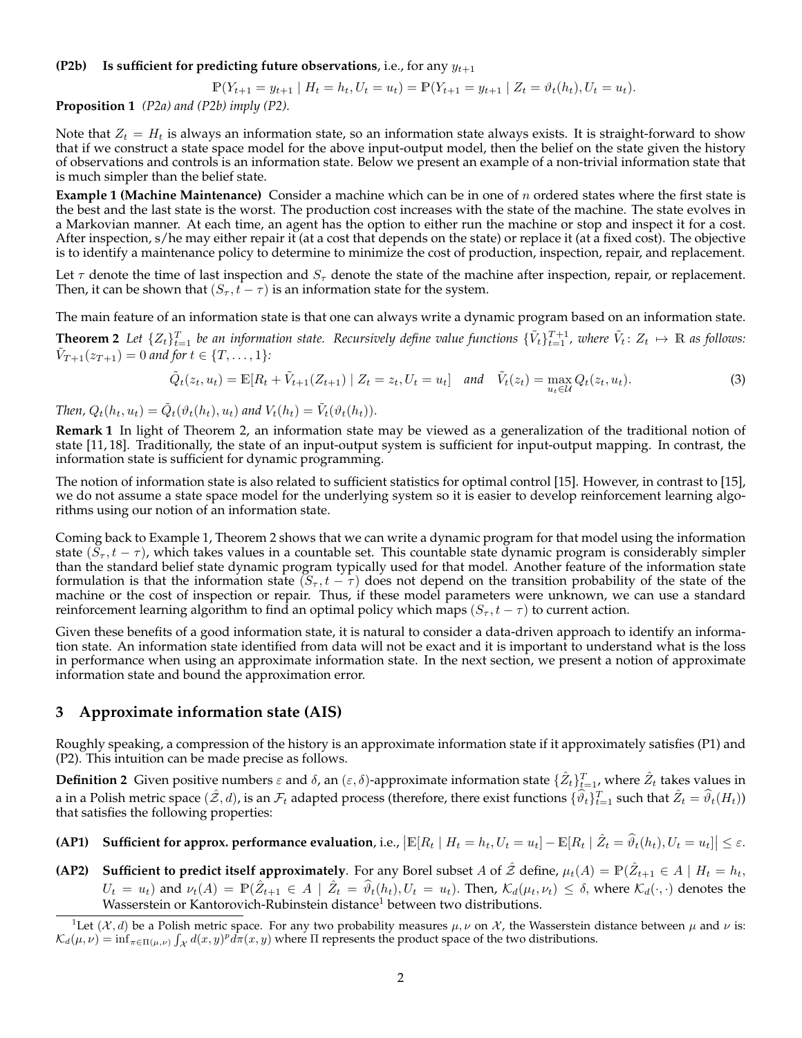**(P2b) Is sufficient for predicting future observations**, i.e., for any $y_{t+1}$

$$\mathbb{P}(Y_{t+1} = y_{t+1} \mid H_t = h_t, U_t = u_t) = \mathbb{P}(Y_{t+1} = y_{t+1} \mid Z_t = \vartheta_t(h_t), U_t = u_t).$$

**Proposition 1** *(P2a) and (P2b) imply (P2).*

Note that $Z_t = H_t$ is always an information state, so an information state always exists. It is straight-forward to show that if we construct a state space model for the above input-output model, then the belief on the state given the history of observations and controls is an information state. Below we present an example of a non-trivial information state that is much simpler than the belief state.

**Example 1 (Machine Maintenance)** Consider a machine which can be in one of $n$ ordered states where the first state is the best and the last state is the worst. The production cost increases with the state of the machine. The state evolves in a Markovian manner. At each time, an agent has the option to either run the machine or stop and inspect it for a cost. After inspection, s/he may either repair it (at a cost that depends on the state) or replace it (at a fixed cost). The objective is to identify a maintenance policy to determine to minimize the cost of production, inspection, repair, and replacement.

Let $\tau$ denote the time of last inspection and $S_\tau$ denote the state of the machine after inspection, repair, or replacement. Then, it can be shown that $(S_\tau, t - \tau)$ is an information state for the system.

The main feature of an information state is that one can always write a dynamic program based on an information state.

**Theorem 2** *Let $\{Z_t\}_{t=1}^T$ be an information state. Recursively define value functions $\{\tilde{V}_t\}_{t=1}^{T+1}$, where $\tilde{V}_t \colon Z_t \mapsto \mathbb{R}$ as follows: $\tilde{V}_{T+1}(z_{T+1}) = 0$ and for $t \in \{T, \dots, 1\}$:*

$$\tilde{Q}_t(z_t, u_t) = \mathbb{E}[R_t + \tilde{V}_{t+1}(Z_{t+1}) \mid Z_t = z_t, U_t = u_t] \quad \text{and} \quad \tilde{V}_t(z_t) = \max_{u_t \in \mathcal{U}} Q_t(z_t, u_t). \tag{3}$$

*Then, $Q_t(h_t, u_t) = \tilde{Q}_t(\vartheta_t(h_t), u_t)$ and $V_t(h_t) = \tilde{V}_t(\vartheta_t(h_t))$.*

**Remark 1** In light of Theorem 2, an information state may be viewed as a generalization of the traditional notion of state [11, 18]. Traditionally, the state of an input-output system is sufficient for input-output mapping. In contrast, the information state is sufficient for dynamic programming.

The notion of information state is also related to sufficient statistics for optimal control [15]. However, in contrast to [15], we do not assume a state space model for the underlying system so it is easier to develop reinforcement learning algorithms using our notion of an information state.

Coming back to Example 1, Theorem 2 shows that we can write a dynamic program for that model using the information state $(S_\tau, t - \tau)$, which takes values in a countable set. This countable state dynamic program is considerably simpler than the standard belief state dynamic program typically used for that model. Another feature of the information state formulation is that the information state $(S_\tau, t - \tau)$ does not depend on the transition probability of the state of the machine or the cost of inspection or repair. Thus, if these model parameters were unknown, we can use a standard reinforcement learning algorithm to find an optimal policy which maps $(S_\tau, t - \tau)$ to current action.

Given these benefits of a good information state, it is natural to consider a data-driven approach to identify an information state. An information state identified from data will not be exact and it is important to understand what is the loss in performance when using an approximate information state. In the next section, we present a notion of approximate information state and bound the approximation error.

## 3 Approximate information state (AIS)

Roughly speaking, a compression of the history is an approximate information state if it approximately satisfies (P1) and (P2). This intuition can be made precise as follows.

**Definition 2** Given positive numbers $\varepsilon$ and $\delta$, an $(\varepsilon, \delta)$-approximate information state $\{\hat{Z}_t\}_{t=1}^T$, where $\hat{Z}_t$ takes values in a in a Polish metric space $(\hat{\mathcal{Z}}, d)$, is an $\mathcal{F}_t$ adapted process (therefore, there exist functions $\{\widehat{\vartheta}_t\}_{t=1}^T$ such that $\hat{Z}_t = \widehat{\vartheta}_t(H_t)$) that satisfies the following properties:

**(AP1) Sufficient for approx. performance evaluation**, i.e., $\left|\mathbb{E}[R_t \mid H_t = h_t, U_t = u_t] - \mathbb{E}[R_t \mid \hat{Z}_t = \widehat{\vartheta}_t(h_t), U_t = u_t]\right| \le \varepsilon$.

**(AP2) Sufficient to predict itself approximately**. For any Borel subset $A$ of $\hat{\mathcal{Z}}$ define, $\mu_t(A) = \mathbb{P}(\hat{Z}_{t+1} \in A \mid H_t = h_t, U_t = u_t)$ and $\nu_t(A) = \mathbb{P}(\hat{Z}_{t+1} \in A \mid \hat{Z}_t = \widehat{\vartheta}_t(h_t), U_t = u_t)$. Then, $\mathcal{K}_d(\mu_t, \nu_t) \le \delta$, where $\mathcal{K}_d(\cdot, \cdot)$ denotes the Wasserstein or Kantorovich-Rubinstein distance[1] between two distributions.

[1] Let $(\mathcal{X}, d)$ be a Polish metric space. For any two probability measures $\mu, \nu$ on $\mathcal{X}$, the Wasserstein distance between $\mu$ and $\nu$ is: $\mathcal{K}_d(\mu, \nu) = \inf_{\pi \in \Pi(\mu,\nu)} \int_{\mathcal{X}} d(x, y)^p d\pi(x, y)$ where $\Pi$ represents the product space of the two distributions.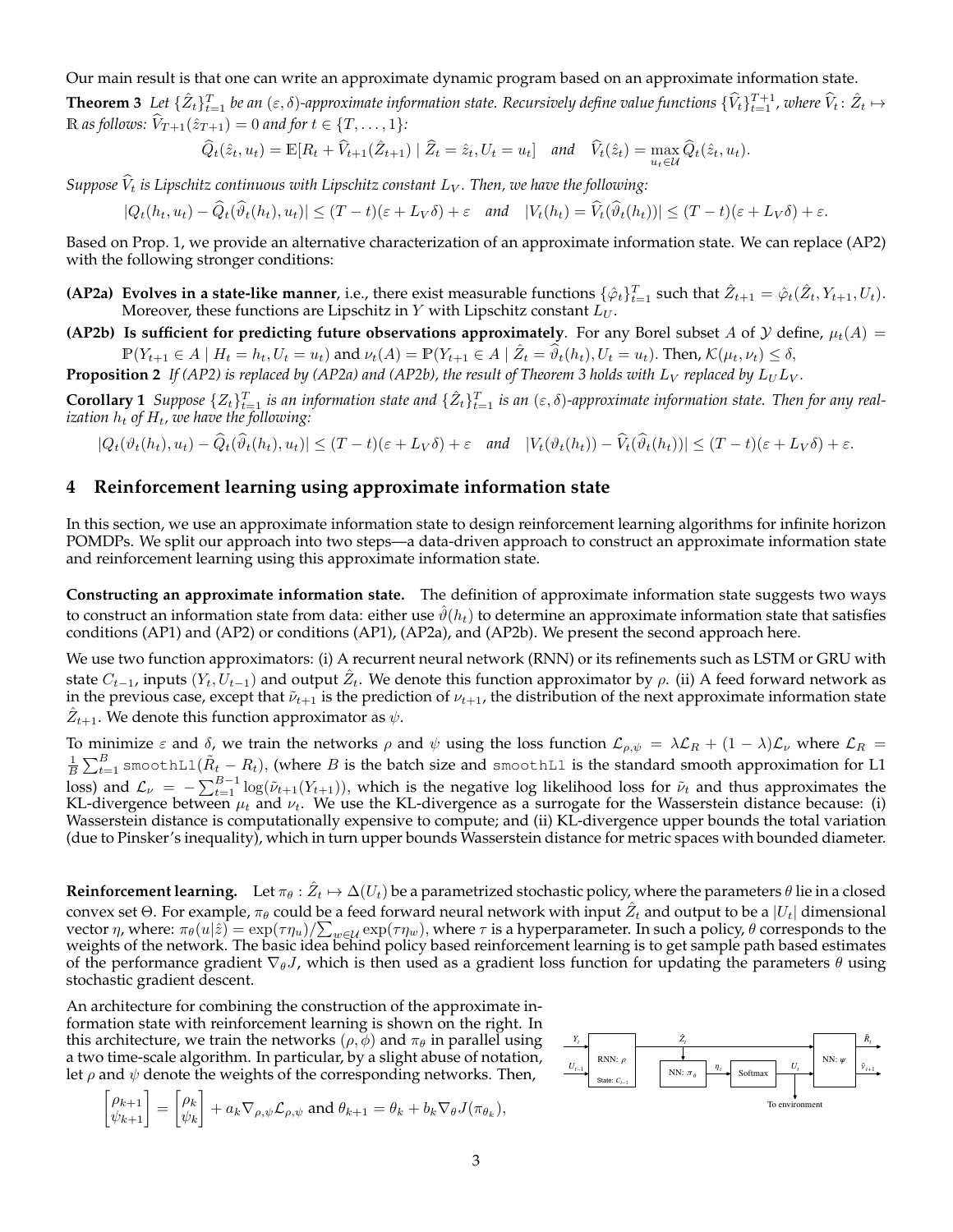Our main result is that one can write an approximate dynamic program based on an approximate information state.

**Theorem 3** *Let $\{\hat{Z}_t\}_{t=1}^T$ be an $(\varepsilon, \delta)$-approximate information state. Recursively define value functions $\{\widehat{V}_t\}_{t=1}^{T+1}$, where $\widehat{V}_t \colon \hat{Z}_t \mapsto \mathbb{R}$ as follows: $\widehat{V}_{T+1}(\hat{z}_{T+1}) = 0$ and for $t \in \{T, \dots, 1\}$:*

$$\widehat{Q}_t(\hat{z}_t, u_t) = \mathbb{E}[R_t + \widehat{V}_{t+1}(\hat{Z}_{t+1}) \mid \widehat{Z}_t = \hat{z}_t, U_t = u_t] \quad \text{and} \quad \widehat{V}_t(\hat{z}_t) = \max_{u_t \in \mathcal{U}} \widehat{Q}_t(\hat{z}_t, u_t).$$

*Suppose $\widehat{V}_t$ is Lipschitz continuous with Lipschitz constant $L_V$. Then, we have the following:*

$$|Q_t(h_t, u_t) - \widehat{Q}_t(\widehat{\vartheta}_t(h_t), u_t)| \leq (T-t)(\varepsilon + L_V \delta) + \varepsilon \quad \text{and} \quad |V_t(h_t) = \widehat{V}_t(\widehat{\vartheta}_t(h_t))| \leq (T-t)(\varepsilon + L_V \delta) + \varepsilon.$$

Based on Prop. 1, we provide an alternative characterization of an approximate information state. We can replace (AP2) with the following stronger conditions:

**(AP2a) Evolves in a state-like manner**, i.e., there exist measurable functions $\{\hat{\varphi}_t\}_{t=1}^T$ such that $\hat{Z}_{t+1} = \hat{\varphi}_t(\hat{Z}_t, Y_{t+1}, U_t)$. Moreover, these functions are Lipschitz in $Y$ with Lipschitz constant $L_U$.

**(AP2b) Is sufficient for predicting future observations approximately**. For any Borel subset $A$ of $\mathcal{Y}$ define, $\mu_t(A) = \mathbb{P}(Y_{t+1} \in A \mid H_t = h_t, U_t = u_t)$ and $\nu_t(A) = \mathbb{P}(Y_{t+1} \in A \mid \hat{Z}_t = \widehat{\vartheta}_t(h_t), U_t = u_t)$. Then, $\mathcal{K}(\mu_t, \nu_t) \leq \delta$,

**Proposition 2** *If (AP2) is replaced by (AP2a) and (AP2b), the result of Theorem 3 holds with $L_V$ replaced by $L_U L_V$.*

**Corollary 1** *Suppose $\{Z_t\}_{t=1}^T$ is an information state and $\{\hat{Z}_t\}_{t=1}^T$ is an $(\varepsilon, \delta)$-approximate information state. Then for any realization $h_t$ of $H_t$, we have the following:*

$$|Q_t(\vartheta_t(h_t), u_t) - \widehat{Q}_t(\widehat{\vartheta}_t(h_t), u_t)| \leq (T-t)(\varepsilon + L_V \delta) + \varepsilon \quad \text{and} \quad |V_t(\vartheta_t(h_t)) - \widehat{V}_t(\widehat{\vartheta}_t(h_t))| \leq (T-t)(\varepsilon + L_V \delta) + \varepsilon.$$

## 4 Reinforcement learning using approximate information state

In this section, we use an approximate information state to design reinforcement learning algorithms for infinite horizon POMDPs. We split our approach into two steps—a data-driven approach to construct an approximate information state and reinforcement learning using this approximate information state.

**Constructing an approximate information state.** The definition of approximate information state suggests two ways to construct an information state from data: either use $\hat{\vartheta}(h_t)$ to determine an approximate information state that satisfies conditions (AP1) and (AP2) or conditions (AP1), (AP2a), and (AP2b). We present the second approach here.

We use two function approximators: (i) A recurrent neural network (RNN) or its refinements such as LSTM or GRU with state $C_{t-1}$, inputs $(Y_t, U_{t-1})$ and output $\hat{Z}_t$. We denote this function approximator by $\rho$. (ii) A feed forward network as in the previous case, except that $\tilde{\nu}_{t+1}$ is the prediction of $\nu_{t+1}$, the distribution of the next approximate information state $\hat{Z}_{t+1}$. We denote this function approximator as $\psi$.

To minimize $\varepsilon$ and $\delta$, we train the networks $\rho$ and $\psi$ using the loss function $\mathcal{L}_{\rho,\psi} = \lambda \mathcal{L}_R + (1-\lambda)\mathcal{L}_\nu$ where $\mathcal{L}_R = \frac{1}{B}\sum_{t=1}^B \texttt{smoothL1}(\tilde{R}_t - R_t)$, (where $B$ is the batch size and `smoothL1` is the standard smooth approximation for L1 loss) and $\mathcal{L}_\nu = -\sum_{t=1}^{B-1} \log(\tilde{\nu}_{t+1}(Y_{t+1}))$, which is the negative log likelihood loss for $\tilde{\nu}_t$ and thus approximates the KL-divergence between $\mu_t$ and $\nu_t$. We use the KL-divergence as a surrogate for the Wasserstein distance because: (i) Wasserstein distance is computationally expensive to compute; and (ii) KL-divergence upper bounds the total variation (due to Pinsker's inequality), which in turn upper bounds Wasserstein distance for metric spaces with bounded diameter.

**Reinforcement learning.** Let $\pi_\theta : \hat{Z}_t \mapsto \Delta(U_t)$ be a parametrized stochastic policy, where the parameters $\theta$ lie in a closed convex set $\Theta$. For example, $\pi_\theta$ could be a feed forward neural network with input $\hat{Z}_t$ and output to be a $|U_t|$ dimensional vector $\eta$, where: $\pi_\theta(u|\hat{z}) = \exp(\tau \eta_u)/\sum_{w \in \mathcal{U}} \exp(\tau \eta_w)$, where $\tau$ is a hyperparameter. In such a policy, $\theta$ corresponds to the weights of the network. The basic idea behind policy based reinforcement learning is to get sample path based estimates of the performance gradient $\nabla_\theta J$, which is then used as a gradient loss function for updating the parameters $\theta$ using stochastic gradient descent.

An architecture for combining the construction of the approximate information state with reinforcement learning is shown on the right. In this architecture, we train the networks $(\rho, \phi)$ and $\pi_\theta$ in parallel using a two time-scale algorithm. In particular, by a slight abuse of notation, let $\rho$ and $\psi$ denote the weights of the corresponding networks. Then,

$$\begin{bmatrix} \rho_{k+1} \\ \psi_{k+1} \end{bmatrix} = \begin{bmatrix} \rho_k \\ \psi_k \end{bmatrix} + a_k \nabla_{\rho,\psi} \mathcal{L}_{\rho,\psi} \text{ and } \theta_{k+1} = \theta_k + b_k \nabla_\theta J(\pi_{\theta_k}),$$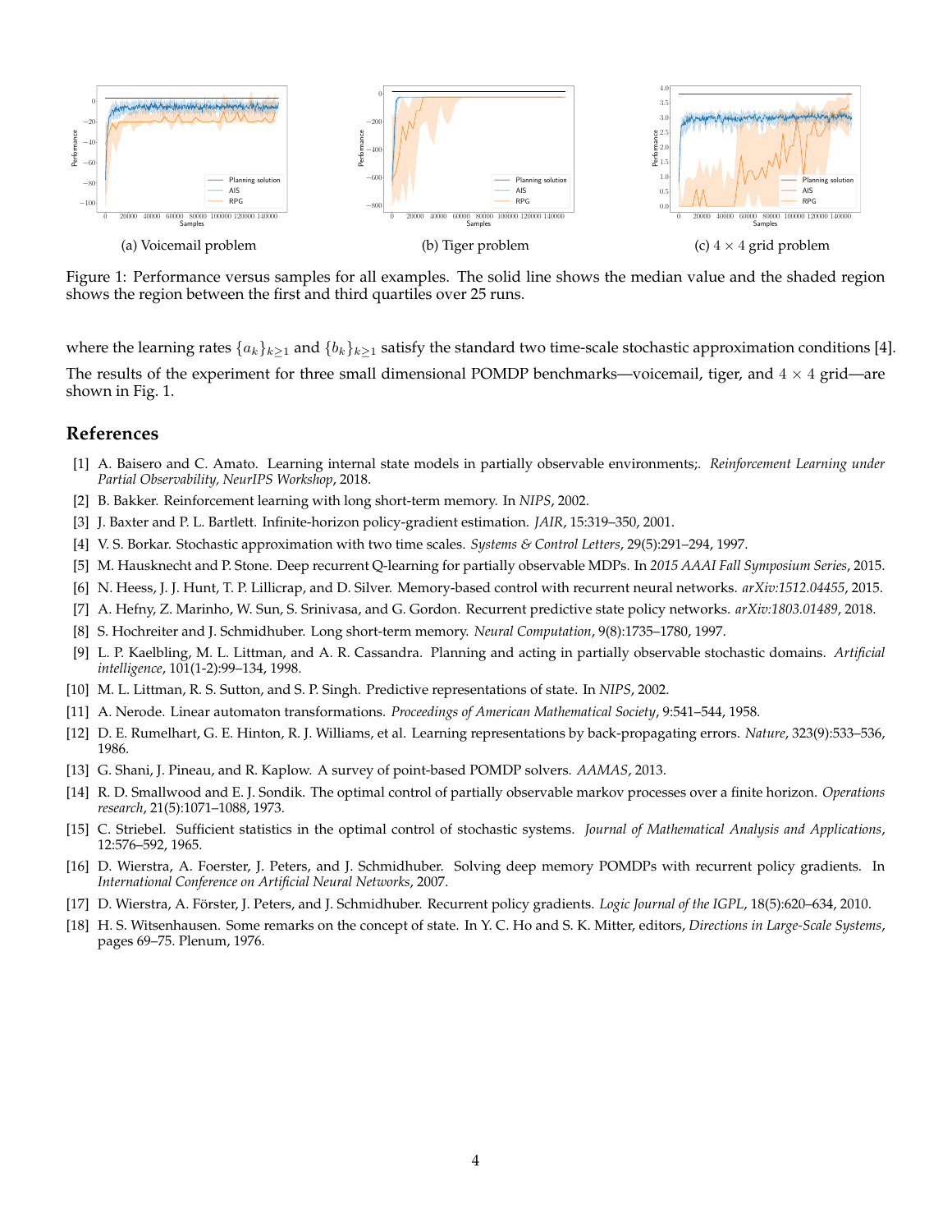(a) Voicemail problem

(b) Tiger problem

(c) $4 \times 4$ grid problem

Figure 1: Performance versus samples for all examples. The solid line shows the median value and the shaded region shows the region between the first and third quartiles over 25 runs.

where the learning rates $\{a_k\}_{k\geq 1}$ and $\{b_k\}_{k\geq 1}$ satisfy the standard two time-scale stochastic approximation conditions [4].

The results of the experiment for three small dimensional POMDP benchmarks—voicemail, tiger, and $4 \times 4$ grid—are shown in Fig. 1.

## References

[1] A. Baisero and C. Amato. Learning internal state models in partially observable environments;. *Reinforcement Learning under Partial Observability, NeurIPS Workshop*, 2018.

[2] B. Bakker. Reinforcement learning with long short-term memory. In *NIPS*, 2002.

[3] J. Baxter and P. L. Bartlett. Infinite-horizon policy-gradient estimation. *JAIR*, 15:319–350, 2001.

[4] V. S. Borkar. Stochastic approximation with two time scales. *Systems & Control Letters*, 29(5):291–294, 1997.

[5] M. Hausknecht and P. Stone. Deep recurrent Q-learning for partially observable MDPs. In *2015 AAAI Fall Symposium Series*, 2015.

[6] N. Heess, J. J. Hunt, T. P. Lillicrap, and D. Silver. Memory-based control with recurrent neural networks. *arXiv:1512.04455*, 2015.

[7] A. Hefny, Z. Marinho, W. Sun, S. Srinivasa, and G. Gordon. Recurrent predictive state policy networks. *arXiv:1803.01489*, 2018.

[8] S. Hochreiter and J. Schmidhuber. Long short-term memory. *Neural Computation*, 9(8):1735–1780, 1997.

[9] L. P. Kaelbling, M. L. Littman, and A. R. Cassandra. Planning and acting in partially observable stochastic domains. *Artificial intelligence*, 101(1-2):99–134, 1998.

[10] M. L. Littman, R. S. Sutton, and S. P. Singh. Predictive representations of state. In *NIPS*, 2002.

[11] A. Nerode. Linear automaton transformations. *Proceedings of American Mathematical Society*, 9:541–544, 1958.

[12] D. E. Rumelhart, G. E. Hinton, R. J. Williams, et al. Learning representations by back-propagating errors. *Nature*, 323(9):533–536, 1986.

[13] G. Shani, J. Pineau, and R. Kaplow. A survey of point-based POMDP solvers. *AAMAS*, 2013.

[14] R. D. Smallwood and E. J. Sondik. The optimal control of partially observable markov processes over a finite horizon. *Operations research*, 21(5):1071–1088, 1973.

[15] C. Striebel. Sufficient statistics in the optimal control of stochastic systems. *Journal of Mathematical Analysis and Applications*, 12:576–592, 1965.

[16] D. Wierstra, A. Foerster, J. Peters, and J. Schmidhuber. Solving deep memory POMDPs with recurrent policy gradients. In *International Conference on Artificial Neural Networks*, 2007.

[17] D. Wierstra, A. Förster, J. Peters, and J. Schmidhuber. Recurrent policy gradients. *Logic Journal of the IGPL*, 18(5):620–634, 2010.

[18] H. S. Witsenhausen. Some remarks on the concept of state. In Y. C. Ho and S. K. Mitter, editors, *Directions in Large-Scale Systems*, pages 69–75. Plenum, 1976.